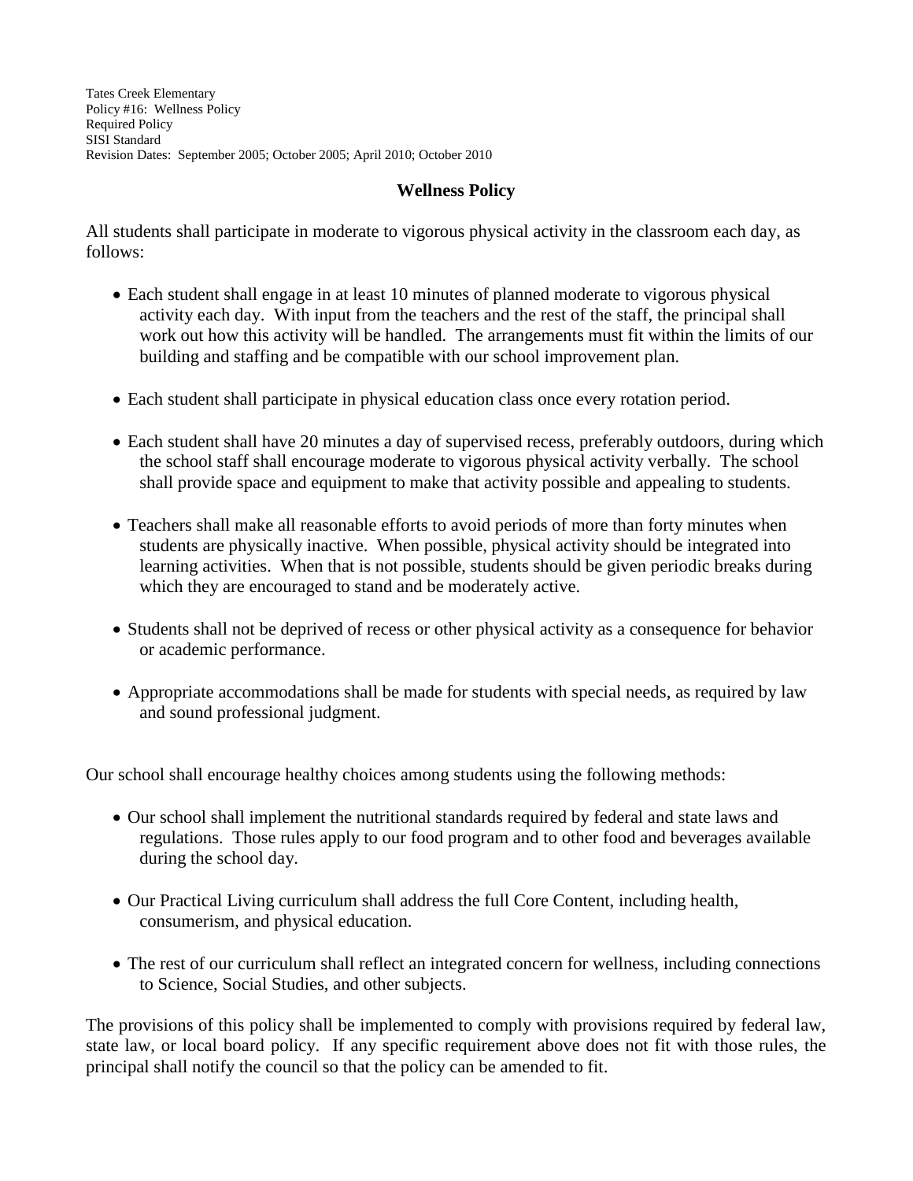Tates Creek Elementary
Policy #16: Wellness Policy
Required Policy
SISI Standard
Revision Dates: September 2005; October 2005; April 2010; October 2010

## Wellness Policy

All students shall participate in moderate to vigorous physical activity in the classroom each day, as follows:

- Each student shall engage in at least 10 minutes of planned moderate to vigorous physical activity each day. With input from the teachers and the rest of the staff, the principal shall work out how this activity will be handled. The arrangements must fit within the limits of our building and staffing and be compatible with our school improvement plan.

- Each student shall participate in physical education class once every rotation period.

- Each student shall have 20 minutes a day of supervised recess, preferably outdoors, during which the school staff shall encourage moderate to vigorous physical activity verbally. The school shall provide space and equipment to make that activity possible and appealing to students.

- Teachers shall make all reasonable efforts to avoid periods of more than forty minutes when students are physically inactive. When possible, physical activity should be integrated into learning activities. When that is not possible, students should be given periodic breaks during which they are encouraged to stand and be moderately active.

- Students shall not be deprived of recess or other physical activity as a consequence for behavior or academic performance.

- Appropriate accommodations shall be made for students with special needs, as required by law and sound professional judgment.

Our school shall encourage healthy choices among students using the following methods:

- Our school shall implement the nutritional standards required by federal and state laws and regulations. Those rules apply to our food program and to other food and beverages available during the school day.

- Our Practical Living curriculum shall address the full Core Content, including health, consumerism, and physical education.

- The rest of our curriculum shall reflect an integrated concern for wellness, including connections to Science, Social Studies, and other subjects.

The provisions of this policy shall be implemented to comply with provisions required by federal law, state law, or local board policy. If any specific requirement above does not fit with those rules, the principal shall notify the council so that the policy can be amended to fit.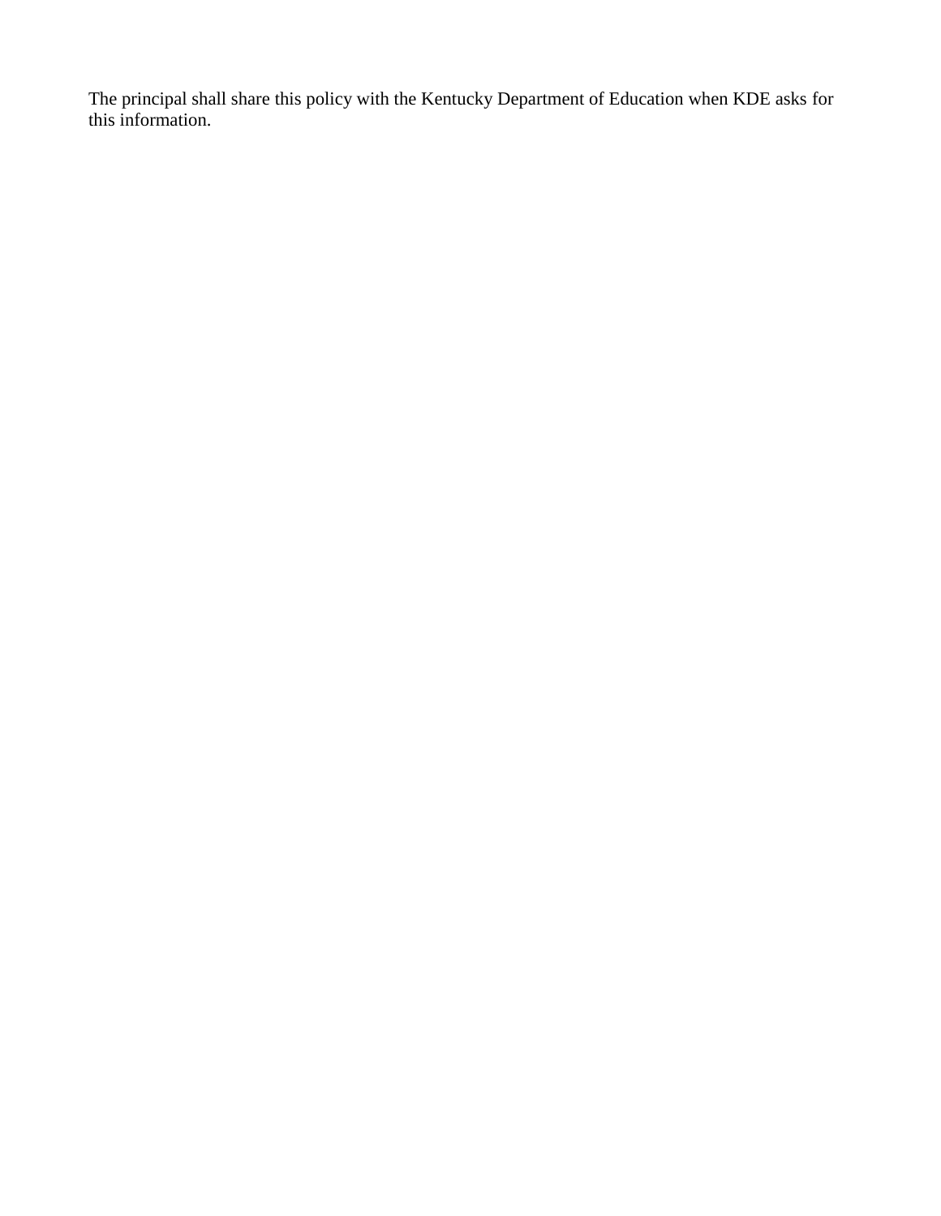The principal shall share this policy with the Kentucky Department of Education when KDE asks for this information.